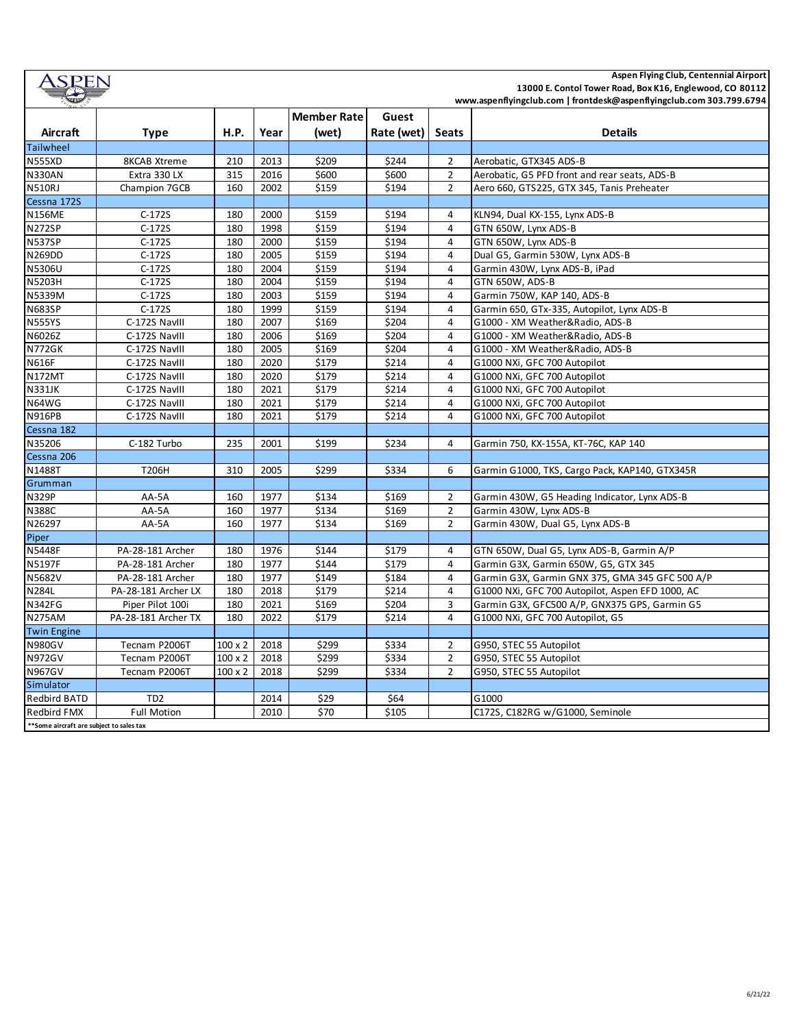Aspen Flying Club, Centennial Airport
13000 E. Contol Tower Road, Box K16, Englewood, CO 80112
www.aspenflyingclub.com | frontdesk@aspenflyingclub.com 303.799.6794

| Aircraft | Type | H.P. | Year | Member Rate (wet) | Guest Rate (wet) | Seats | Details |
|---|---|---|---|---|---|---|---|
| Tailwheel | | | | | | | |
| N555XD | 8KCAB Xtreme | 210 | 2013 | $209 | $244 | 2 | Aerobatic, GTX345 ADS-B |
| N330AN | Extra 330 LX | 315 | 2016 | $600 | $600 | 2 | Aerobatic, G5 PFD front and rear seats, ADS-B |
| N510RJ | Champion 7GCB | 160 | 2002 | $159 | $194 | 2 | Aero 660, GTS225, GTX 345, Tanis Preheater |
| Cessna 172S | | | | | | | |
| N156ME | C-172S | 180 | 2000 | $159 | $194 | 4 | KLN94, Dual KX-155, Lynx ADS-B |
| N272SP | C-172S | 180 | 1998 | $159 | $194 | 4 | GTN 650W, Lynx ADS-B |
| N537SP | C-172S | 180 | 2000 | $159 | $194 | 4 | GTN 650W, Lynx ADS-B |
| N269DD | C-172S | 180 | 2005 | $159 | $194 | 4 | Dual G5, Garmin 530W, Lynx ADS-B |
| N5306U | C-172S | 180 | 2004 | $159 | $194 | 4 | Garmin 430W, Lynx ADS-B, iPad |
| N5203H | C-172S | 180 | 2004 | $159 | $194 | 4 | GTN 650W, ADS-B |
| N5339M | C-172S | 180 | 2003 | $159 | $194 | 4 | Garmin 750W, KAP 140, ADS-B |
| N683SP | C-172S | 180 | 1999 | $159 | $194 | 4 | Garmin 650, GTx-335, Autopilot, Lynx ADS-B |
| N555YS | C-172S NavIII | 180 | 2007 | $169 | $204 | 4 | G1000 - XM Weather&Radio, ADS-B |
| N6026Z | C-172S NavIII | 180 | 2006 | $169 | $204 | 4 | G1000 - XM Weather&Radio, ADS-B |
| N772GK | C-172S NavIII | 180 | 2005 | $169 | $204 | 4 | G1000 - XM Weather&Radio, ADS-B |
| N616F | C-172S NavIII | 180 | 2020 | $179 | $214 | 4 | G1000 NXi, GFC 700 Autopilot |
| N172MT | C-172S NavIII | 180 | 2020 | $179 | $214 | 4 | G1000 NXi, GFC 700 Autopilot |
| N331JK | C-172S NavIII | 180 | 2021 | $179 | $214 | 4 | G1000 NXi, GFC 700 Autopilot |
| N64WG | C-172S NavIII | 180 | 2021 | $179 | $214 | 4 | G1000 NXi, GFC 700 Autopilot |
| N916PB | C-172S NavIII | 180 | 2021 | $179 | $214 | 4 | G1000 NXi, GFC 700 Autopilot |
| Cessna 182 | | | | | | | |
| N35206 | C-182 Turbo | 235 | 2001 | $199 | $234 | 4 | Garmin 750, KX-155A, KT-76C, KAP 140 |
| Cessna 206 | | | | | | | |
| N1488T | T206H | 310 | 2005 | $299 | $334 | 6 | Garmin G1000, TKS, Cargo Pack, KAP140, GTX345R |
| Grumman | | | | | | | |
| N329P | AA-5A | 160 | 1977 | $134 | $169 | 2 | Garmin 430W, G5 Heading Indicator, Lynx ADS-B |
| N388C | AA-5A | 160 | 1977 | $134 | $169 | 2 | Garmin 430W, Lynx ADS-B |
| N26297 | AA-5A | 160 | 1977 | $134 | $169 | 2 | Garmin 430W, Dual G5, Lynx ADS-B |
| Piper | | | | | | | |
| N5448F | PA-28-181 Archer | 180 | 1976 | $144 | $179 | 4 | GTN 650W, Dual G5, Lynx ADS-B, Garmin A/P |
| N5197F | PA-28-181 Archer | 180 | 1977 | $144 | $179 | 4 | Garmin G3X, Garmin 650W, G5, GTX 345 |
| N5682V | PA-28-181 Archer | 180 | 1977 | $149 | $184 | 4 | Garmin G3X, Garmin GNX 375, GMA 345 GFC 500 A/P |
| N284L | PA-28-181 Archer LX | 180 | 2018 | $179 | $214 | 4 | G1000 NXi, GFC 700 Autopilot, Aspen EFD 1000, AC |
| N342FG | Piper Pilot 100i | 180 | 2021 | $169 | $204 | 3 | Garmin G3X, GFC500 A/P, GNX375 GPS, Garmin G5 |
| N275AM | PA-28-181 Archer TX | 180 | 2022 | $179 | $214 | 4 | G1000 NXi, GFC 700 Autopilot, G5 |
| Twin Engine | | | | | | | |
| N980GV | Tecnam P2006T | 100 x 2 | 2018 | $299 | $334 | 2 | G950, STEC 55 Autopilot |
| N972GV | Tecnam P2006T | 100 x 2 | 2018 | $299 | $334 | 2 | G950, STEC 55 Autopilot |
| N967GV | Tecnam P2006T | 100 x 2 | 2018 | $299 | $334 | 2 | G950, STEC 55 Autopilot |
| Simulator | | | | | | | |
| Redbird BATD | TD2 | | 2014 | $29 | $64 | | G1000 |
| Redbird FMX | Full Motion | | 2010 | $70 | $105 | | C172S, C182RG w/G1000, Seminole |

**Some aircraft are subject to sales tax

6/21/22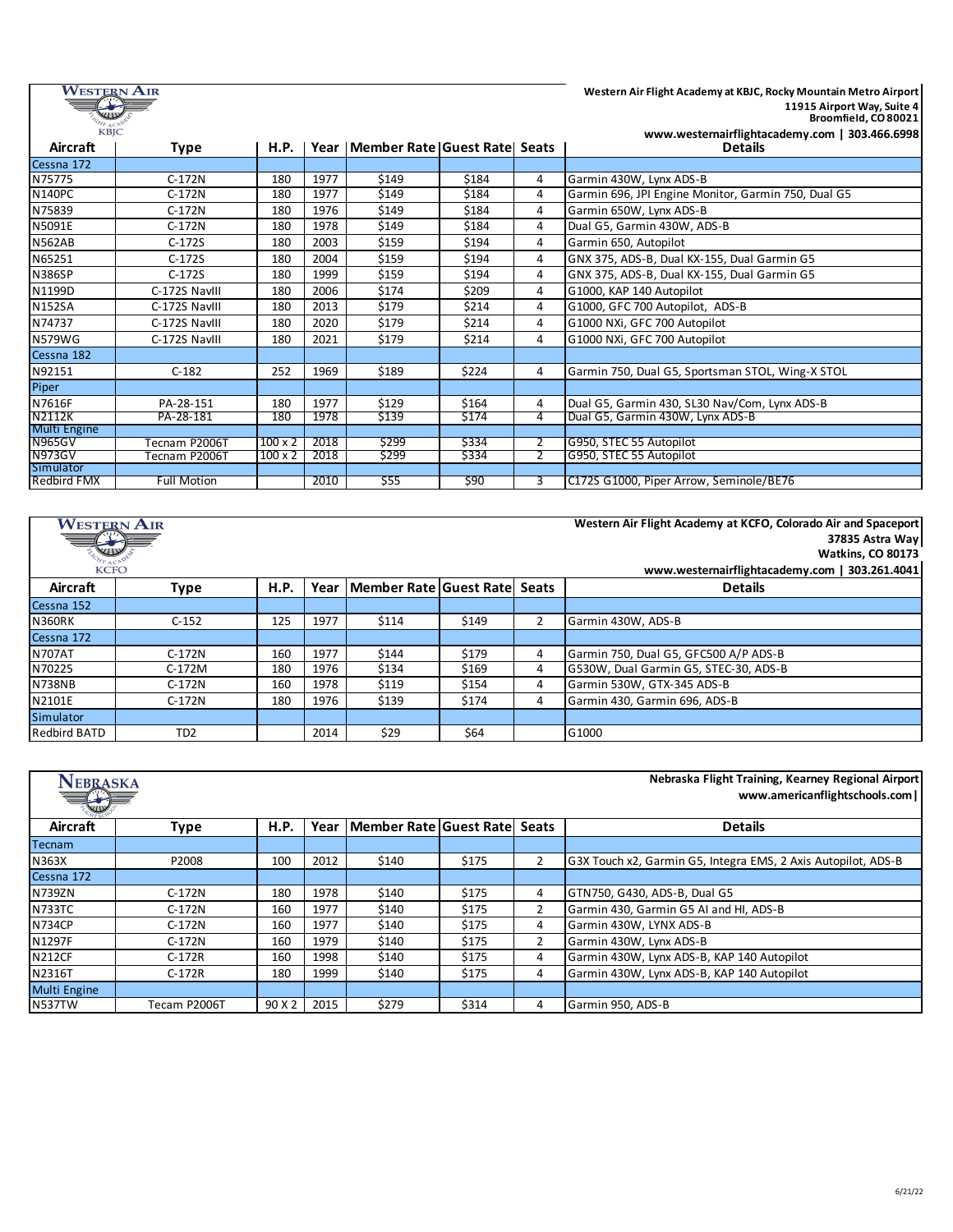**Western Air Flight Academy at KBJC, Rocky Mountain Metro Airport**
**11915 Airport Way, Suite 4**
**Broomfield, CO 80021**
**www.westernairflightacademy.com | 303.466.6998**

| Aircraft | Type | H.P. | Year | Member Rate | Guest Rate | Seats | Details |
|---|---|---|---|---|---|---|---|
| Cessna 172 | | | | | | | |
| N75775 | C-172N | 180 | 1977 | $149 | $184 | 4 | Garmin 430W, Lynx ADS-B |
| N140PC | C-172N | 180 | 1977 | $149 | $184 | 4 | Garmin 696, JPI Engine Monitor, Garmin 750, Dual G5 |
| N75839 | C-172N | 180 | 1976 | $149 | $184 | 4 | Garmin 650W, Lynx ADS-B |
| N5091E | C-172N | 180 | 1978 | $149 | $184 | 4 | Dual G5, Garmin 430W, ADS-B |
| N562AB | C-172S | 180 | 2003 | $159 | $194 | 4 | Garmin 650, Autopilot |
| N65251 | C-172S | 180 | 2004 | $159 | $194 | 4 | GNX 375, ADS-B, Dual KX-155, Dual Garmin G5 |
| N386SP | C-172S | 180 | 1999 | $159 | $194 | 4 | GNX 375, ADS-B, Dual KX-155, Dual Garmin G5 |
| N1199D | C-172S NavIII | 180 | 2006 | $174 | $209 | 4 | G1000, KAP 140 Autopilot |
| N152SA | C-172S NavIII | 180 | 2013 | $179 | $214 | 4 | G1000, GFC 700 Autopilot, ADS-B |
| N74737 | C-172S NavIII | 180 | 2020 | $179 | $214 | 4 | G1000 NXi, GFC 700 Autopilot |
| N579WG | C-172S NavIII | 180 | 2021 | $179 | $214 | 4 | G1000 NXi, GFC 700 Autopilot |
| Cessna 182 | | | | | | | |
| N92151 | C-182 | 252 | 1969 | $189 | $224 | 4 | Garmin 750, Dual G5, Sportsman STOL, Wing-X STOL |
| Piper | | | | | | | |
| N7616F | PA-28-151 | 180 | 1977 | $129 | $164 | 4 | Dual G5, Garmin 430, SL30 Nav/Com, Lynx ADS-B |
| N2112K | PA-28-181 | 180 | 1978 | $139 | $174 | 4 | Dual G5, Garmin 430W, Lynx ADS-B |
| Multi Engine | | | | | | | |
| N965GV | Tecnam P2006T | 100 x 2 | 2018 | $299 | $334 | 2 | G950, STEC 55 Autopilot |
| N973GV | Tecnam P2006T | 100 x 2 | 2018 | $299 | $334 | 2 | G950, STEC 55 Autopilot |
| Simulator | | | | | | | |
| Redbird FMX | Full Motion | | 2010 | $55 | $90 | 3 | C172S G1000, Piper Arrow, Seminole/BE76 |

**Western Air Flight Academy at KCFO, Colorado Air and Spaceport**
**37835 Astra Way**
**Watkins, CO 80173**
**www.westernairflightacademy.com | 303.261.4041**

| Aircraft | Type | H.P. | Year | Member Rate | Guest Rate | Seats | Details |
|---|---|---|---|---|---|---|---|
| Cessna 152 | | | | | | | |
| N360RK | C-152 | 125 | 1977 | $114 | $149 | 2 | Garmin 430W, ADS-B |
| Cessna 172 | | | | | | | |
| N707AT | C-172N | 160 | 1977 | $144 | $179 | 4 | Garmin 750, Dual G5, GFC500 A/P ADS-B |
| N70225 | C-172M | 180 | 1976 | $134 | $169 | 4 | G530W, Dual Garmin G5, STEC-30, ADS-B |
| N738NB | C-172N | 160 | 1978 | $119 | $154 | 4 | Garmin 530W, GTX-345 ADS-B |
| N2101E | C-172N | 180 | 1976 | $139 | $174 | 4 | Garmin 430, Garmin 696, ADS-B |
| Simulator | | | | | | | |
| Redbird BATD | TD2 | | 2014 | $29 | $64 | | G1000 |

**Nebraska Flight Training, Kearney Regional Airport**
**www.americanflightschools.com |**

| Aircraft | Type | H.P. | Year | Member Rate | Guest Rate | Seats | Details |
|---|---|---|---|---|---|---|---|
| Tecnam | | | | | | | |
| N363X | P2008 | 100 | 2012 | $140 | $175 | 2 | G3X Touch x2, Garmin G5, Integra EMS, 2 Axis Autopilot, ADS-B |
| Cessna 172 | | | | | | | |
| N739ZN | C-172N | 180 | 1978 | $140 | $175 | 4 | GTN750, G430, ADS-B, Dual G5 |
| N733TC | C-172N | 160 | 1977 | $140 | $175 | 2 | Garmin 430, Garmin G5 AI and HI, ADS-B |
| N734CP | C-172N | 160 | 1977 | $140 | $175 | 4 | Garmin 430W, LYNX ADS-B |
| N1297F | C-172N | 160 | 1979 | $140 | $175 | 2 | Garmin 430W, Lynx ADS-B |
| N212CF | C-172R | 160 | 1998 | $140 | $175 | 4 | Garmin 430W, Lynx ADS-B, KAP 140 Autopilot |
| N2316T | C-172R | 180 | 1999 | $140 | $175 | 4 | Garmin 430W, Lynx ADS-B, KAP 140 Autopilot |
| Multi Engine | | | | | | | |
| N537TW | Tecam P2006T | 90 X 2 | 2015 | $279 | $314 | 4 | Garmin 950, ADS-B |

6/21/22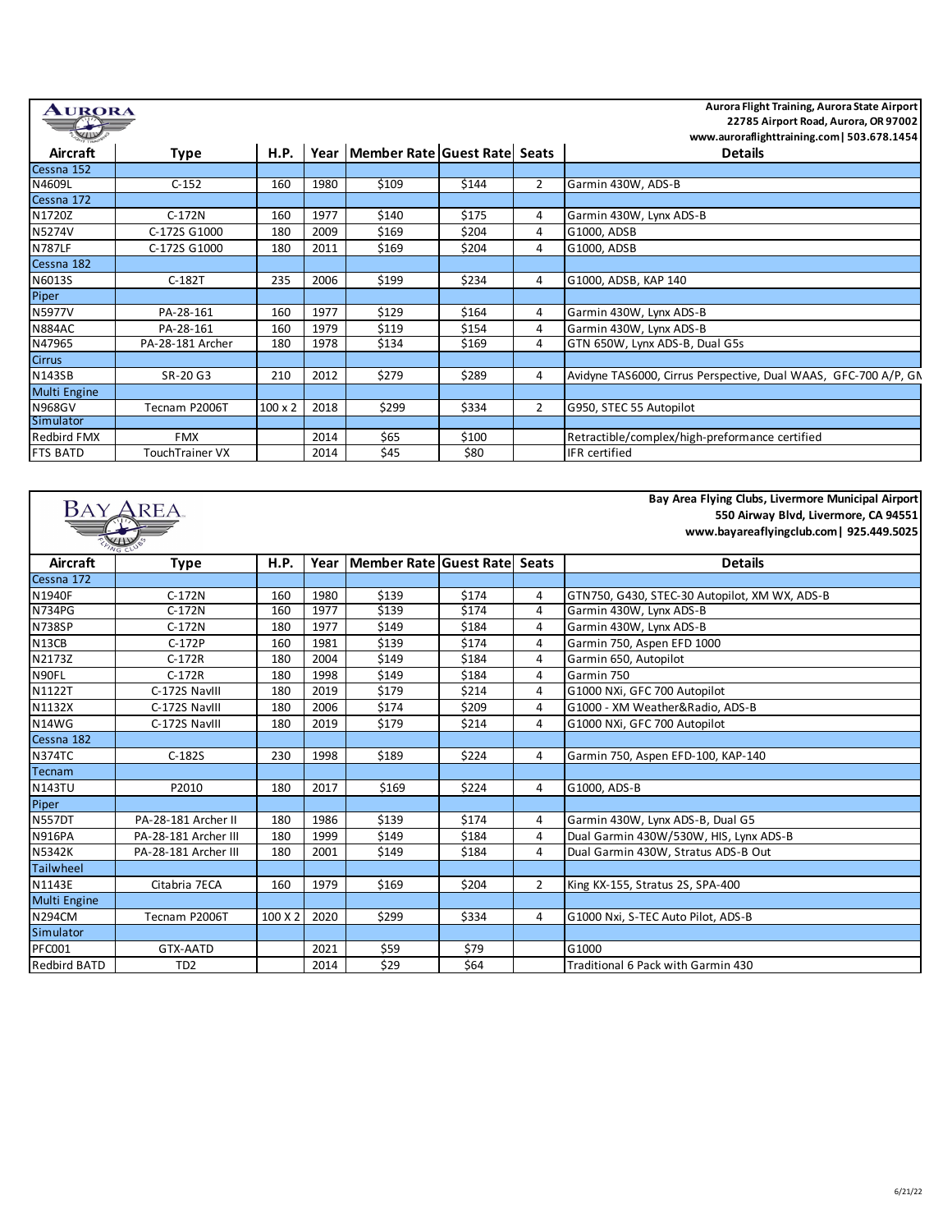**Aurora Flight Training, Aurora State Airport**
**22785 Airport Road, Aurora, OR 97002**
**www.auroraflighttraining.com | 503.678.1454**

| Aircraft | Type | H.P. | Year | Member Rate | Guest Rate | Seats | Details |
|---|---|---|---|---|---|---|---|
| Cessna 152 | | | | | | | |
| N4609L | C-152 | 160 | 1980 | $109 | $144 | 2 | Garmin 430W, ADS-B |
| Cessna 172 | | | | | | | |
| N1720Z | C-172N | 160 | 1977 | $140 | $175 | 4 | Garmin 430W, Lynx ADS-B |
| N5274V | C-172S G1000 | 180 | 2009 | $169 | $204 | 4 | G1000, ADSB |
| N787LF | C-172S G1000 | 180 | 2011 | $169 | $204 | 4 | G1000, ADSB |
| Cessna 182 | | | | | | | |
| N6013S | C-182T | 235 | 2006 | $199 | $234 | 4 | G1000, ADSB, KAP 140 |
| Piper | | | | | | | |
| N5977V | PA-28-161 | 160 | 1977 | $129 | $164 | 4 | Garmin 430W, Lynx ADS-B |
| N884AC | PA-28-161 | 160 | 1979 | $119 | $154 | 4 | Garmin 430W, Lynx ADS-B |
| N47965 | PA-28-181 Archer | 180 | 1978 | $134 | $169 | 4 | GTN 650W, Lynx ADS-B, Dual G5s |
| Cirrus | | | | | | | |
| N143SB | SR-20 G3 | 210 | 2012 | $279 | $289 | 4 | Avidyne TAS6000, Cirrus Perspective, Dual WAAS, GFC-700 A/P, GN |
| Multi Engine | | | | | | | |
| N968GV | Tecnam P2006T | 100 x 2 | 2018 | $299 | $334 | 2 | G950, STEC 55 Autopilot |
| Simulator | | | | | | | |
| Redbird FMX | FMX | | 2014 | $65 | $100 | | Retractible/complex/high-preformance certified |
| FTS BATD | TouchTrainer VX | | 2014 | $45 | $80 | | IFR certified |

**Bay Area Flying Clubs, Livermore Municipal Airport**
**550 Airway Blvd, Livermore, CA 94551**
**www.bayareaflyingclub.com | 925.449.5025**

| Aircraft | Type | H.P. | Year | Member Rate | Guest Rate | Seats | Details |
|---|---|---|---|---|---|---|---|
| Cessna 172 | | | | | | | |
| N1940F | C-172N | 160 | 1980 | $139 | $174 | 4 | GTN750, G430, STEC-30 Autopilot, XM WX, ADS-B |
| N734PG | C-172N | 160 | 1977 | $139 | $174 | 4 | Garmin 430W, Lynx ADS-B |
| N738SP | C-172N | 180 | 1977 | $149 | $184 | 4 | Garmin 430W, Lynx ADS-B |
| N13CB | C-172P | 160 | 1981 | $139 | $174 | 4 | Garmin 750, Aspen EFD 1000 |
| N2173Z | C-172R | 180 | 2004 | $149 | $184 | 4 | Garmin 650, Autopilot |
| N90FL | C-172R | 180 | 1998 | $149 | $184 | 4 | Garmin 750 |
| N1122T | C-172S NavIII | 180 | 2019 | $179 | $214 | 4 | G1000 NXi, GFC 700 Autopilot |
| N1132X | C-172S NavIII | 180 | 2006 | $174 | $209 | 4 | G1000 - XM Weather&Radio, ADS-B |
| N14WG | C-172S NavIII | 180 | 2019 | $179 | $214 | 4 | G1000 NXi, GFC 700 Autopilot |
| Cessna 182 | | | | | | | |
| N374TC | C-182S | 230 | 1998 | $189 | $224 | 4 | Garmin 750, Aspen EFD-100, KAP-140 |
| Tecnam | | | | | | | |
| N143TU | P2010 | 180 | 2017 | $169 | $224 | 4 | G1000, ADS-B |
| Piper | | | | | | | |
| N557DT | PA-28-181 Archer II | 180 | 1986 | $139 | $174 | 4 | Garmin 430W, Lynx ADS-B, Dual G5 |
| N916PA | PA-28-181 Archer III | 180 | 1999 | $149 | $184 | 4 | Dual Garmin 430W/530W, HIS, Lynx ADS-B |
| N5342K | PA-28-181 Archer III | 180 | 2001 | $149 | $184 | 4 | Dual Garmin 430W, Stratus ADS-B Out |
| Tailwheel | | | | | | | |
| N1143E | Citabria 7ECA | 160 | 1979 | $169 | $204 | 2 | King KX-155, Stratus 2S, SPA-400 |
| Multi Engine | | | | | | | |
| N294CM | Tecnam P2006T | 100 X 2 | 2020 | $299 | $334 | 4 | G1000 Nxi, S-TEC Auto Pilot, ADS-B |
| Simulator | | | | | | | |
| PFC001 | GTX-AATD | | 2021 | $59 | $79 | | G1000 |
| Redbird BATD | TD2 | | 2014 | $29 | $64 | | Traditional 6 Pack with Garmin 430 |

6/21/22